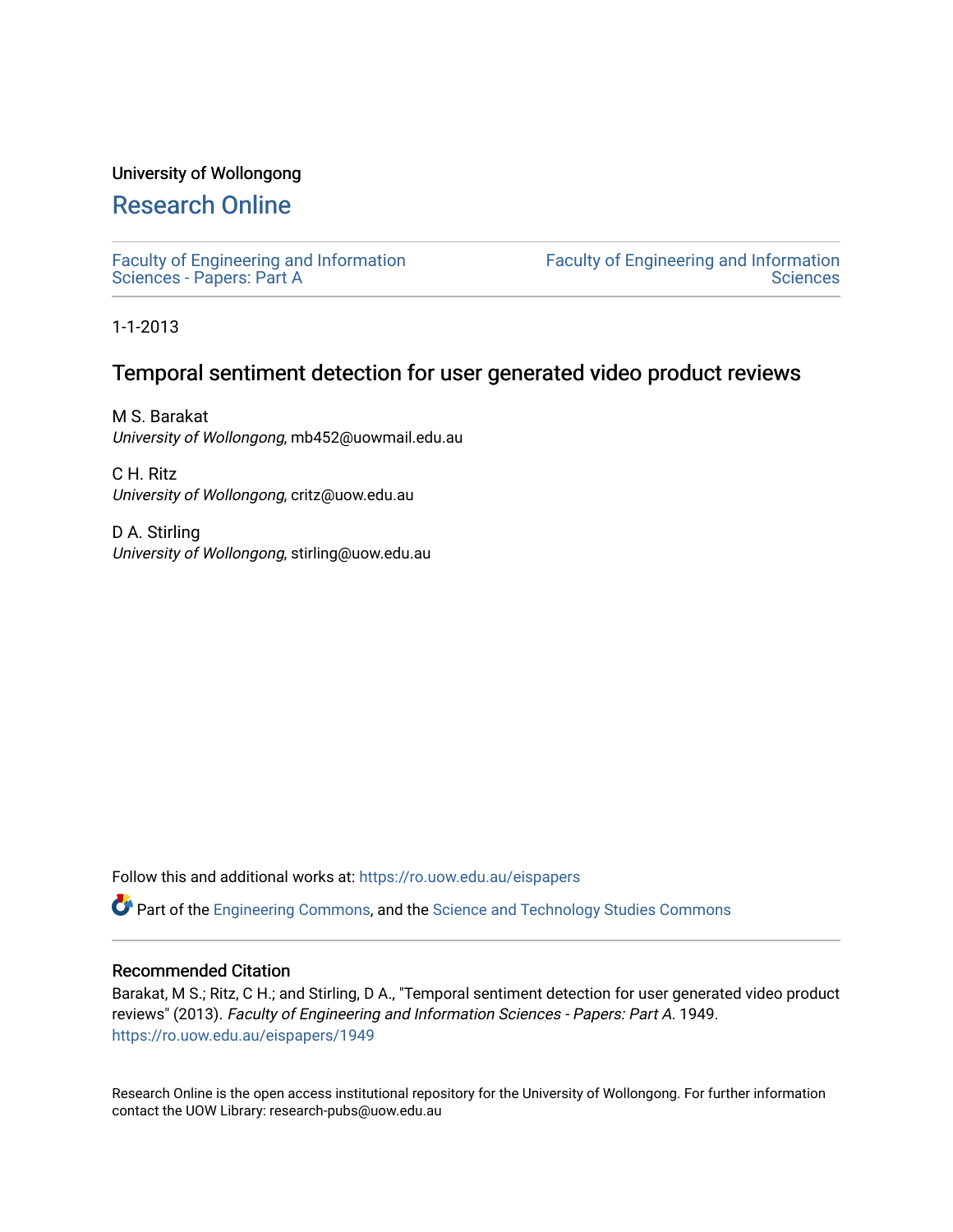University of Wollongong

# Research Online

Faculty of Engineering and Information Sciences - Papers: Part A

Faculty of Engineering and Information Sciences

1-1-2013

## Temporal sentiment detection for user generated video product reviews

M S. Barakat
*University of Wollongong*, mb452@uowmail.edu.au

C H. Ritz
*University of Wollongong*, critz@uow.edu.au

D A. Stirling
*University of Wollongong*, stirling@uow.edu.au

Follow this and additional works at: https://ro.uow.edu.au/eispapers

Part of the Engineering Commons, and the Science and Technology Studies Commons

### Recommended Citation

Barakat, M S.; Ritz, C H.; and Stirling, D A., "Temporal sentiment detection for user generated video product reviews" (2013). *Faculty of Engineering and Information Sciences - Papers: Part A*. 1949.
https://ro.uow.edu.au/eispapers/1949

Research Online is the open access institutional repository for the University of Wollongong. For further information contact the UOW Library: research-pubs@uow.edu.au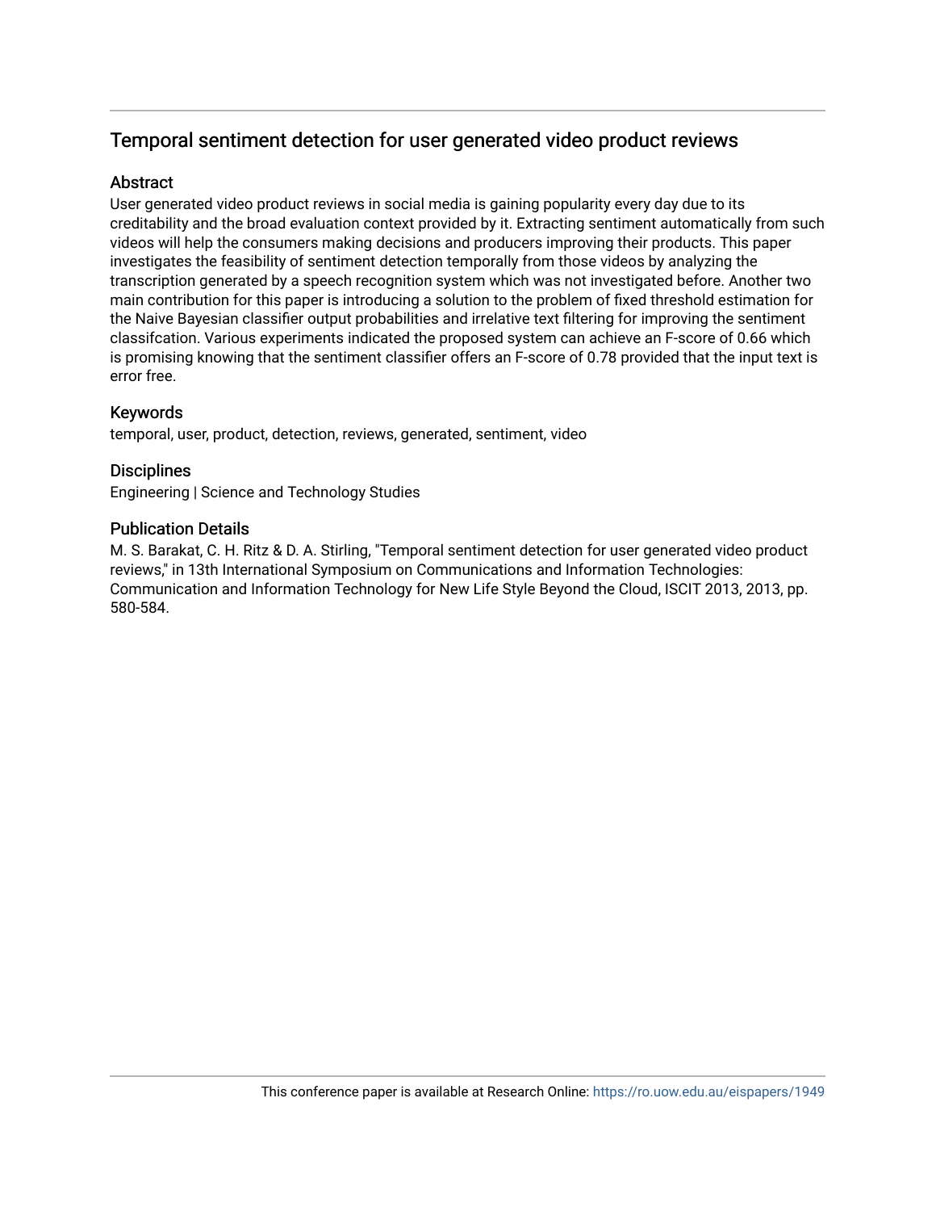# Temporal sentiment detection for user generated video product reviews

## Abstract

User generated video product reviews in social media is gaining popularity every day due to its creditability and the broad evaluation context provided by it. Extracting sentiment automatically from such videos will help the consumers making decisions and producers improving their products. This paper investigates the feasibility of sentiment detection temporally from those videos by analyzing the transcription generated by a speech recognition system which was not investigated before. Another two main contribution for this paper is introducing a solution to the problem of fixed threshold estimation for the Naive Bayesian classifier output probabilities and irrelative text filtering for improving the sentiment classifcation. Various experiments indicated the proposed system can achieve an F-score of 0.66 which is promising knowing that the sentiment classifier offers an F-score of 0.78 provided that the input text is error free.

## Keywords

temporal, user, product, detection, reviews, generated, sentiment, video

## Disciplines

Engineering | Science and Technology Studies

## Publication Details

M. S. Barakat, C. H. Ritz & D. A. Stirling, "Temporal sentiment detection for user generated video product reviews," in 13th International Symposium on Communications and Information Technologies: Communication and Information Technology for New Life Style Beyond the Cloud, ISCIT 2013, 2013, pp. 580-584.

This conference paper is available at Research Online: https://ro.uow.edu.au/eispapers/1949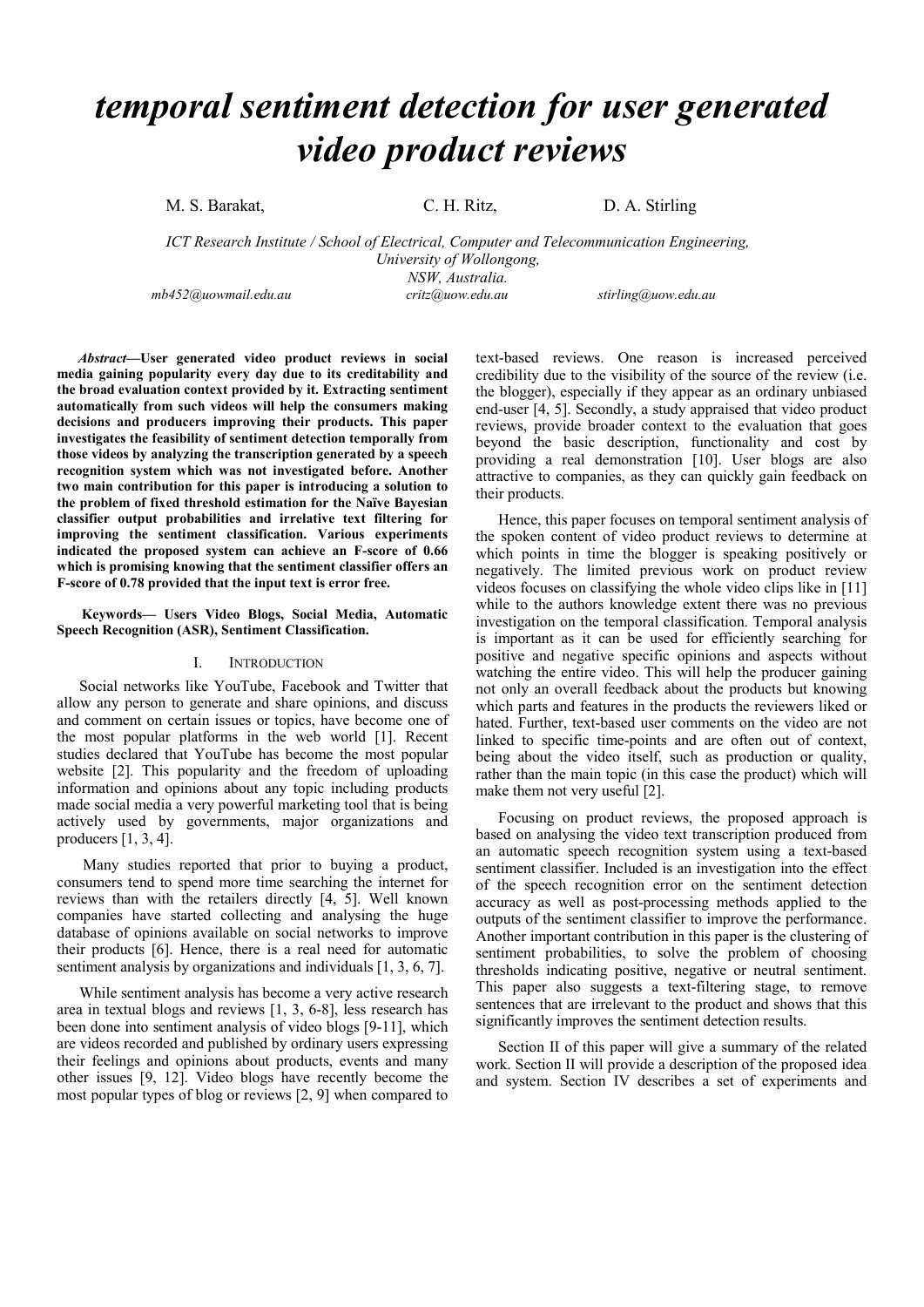# *temporal sentiment detection for user generated video product reviews*

M. S. Barakat, C. H. Ritz, D. A. Stirling

*ICT Research Institute / School of Electrical, Computer and Telecommunication Engineering, University of Wollongong, NSW, Australia.*

*mb452@uowmail.edu.au* *critz@uow.edu.au* *stirling@uow.edu.au*

***Abstract*—User generated video product reviews in social media gaining popularity every day due to its creditability and the broad evaluation context provided by it. Extracting sentiment automatically from such videos will help the consumers making decisions and producers improving their products. This paper investigates the feasibility of sentiment detection temporally from those videos by analyzing the transcription generated by a speech recognition system which was not investigated before. Another two main contribution for this paper is introducing a solution to the problem of fixed threshold estimation for the Naïve Bayesian classifier output probabilities and irrelative text filtering for improving the sentiment classification. Various experiments indicated the proposed system can achieve an F-score of 0.66 which is promising knowing that the sentiment classifier offers an F-score of 0.78 provided that the input text is error free.**

**Keywords— Users Video Blogs, Social Media, Automatic Speech Recognition (ASR), Sentiment Classification.**

## I. INTRODUCTION

Social networks like YouTube, Facebook and Twitter that allow any person to generate and share opinions, and discuss and comment on certain issues or topics, have become one of the most popular platforms in the web world [1]. Recent studies declared that YouTube has become the most popular website [2]. This popularity and the freedom of uploading information and opinions about any topic including products made social media a very powerful marketing tool that is being actively used by governments, major organizations and producers [1, 3, 4].

Many studies reported that prior to buying a product, consumers tend to spend more time searching the internet for reviews than with the retailers directly [4, 5]. Well known companies have started collecting and analysing the huge database of opinions available on social networks to improve their products [6]. Hence, there is a real need for automatic sentiment analysis by organizations and individuals [1, 3, 6, 7].

While sentiment analysis has become a very active research area in textual blogs and reviews [1, 3, 6-8], less research has been done into sentiment analysis of video blogs [9-11], which are videos recorded and published by ordinary users expressing their feelings and opinions about products, events and many other issues [9, 12]. Video blogs have recently become the most popular types of blog or reviews [2, 9] when compared to text-based reviews. One reason is increased perceived credibility due to the visibility of the source of the review (i.e. the blogger), especially if they appear as an ordinary unbiased end-user [4, 5]. Secondly, a study appraised that video product reviews, provide broader context to the evaluation that goes beyond the basic description, functionality and cost by providing a real demonstration [10]. User blogs are also attractive to companies, as they can quickly gain feedback on their products.

Hence, this paper focuses on temporal sentiment analysis of the spoken content of video product reviews to determine at which points in time the blogger is speaking positively or negatively. The limited previous work on product review videos focuses on classifying the whole video clips like in [11] while to the authors knowledge extent there was no previous investigation on the temporal classification. Temporal analysis is important as it can be used for efficiently searching for positive and negative specific opinions and aspects without watching the entire video. This will help the producer gaining not only an overall feedback about the products but knowing which parts and features in the products the reviewers liked or hated. Further, text-based user comments on the video are not linked to specific time-points and are often out of context, being about the video itself, such as production or quality, rather than the main topic (in this case the product) which will make them not very useful [2].

Focusing on product reviews, the proposed approach is based on analysing the video text transcription produced from an automatic speech recognition system using a text-based sentiment classifier. Included is an investigation into the effect of the speech recognition error on the sentiment detection accuracy as well as post-processing methods applied to the outputs of the sentiment classifier to improve the performance. Another important contribution in this paper is the clustering of sentiment probabilities, to solve the problem of choosing thresholds indicating positive, negative or neutral sentiment. This paper also suggests a text-filtering stage, to remove sentences that are irrelevant to the product and shows that this significantly improves the sentiment detection results.

Section II of this paper will give a summary of the related work. Section II will provide a description of the proposed idea and system. Section IV describes a set of experiments and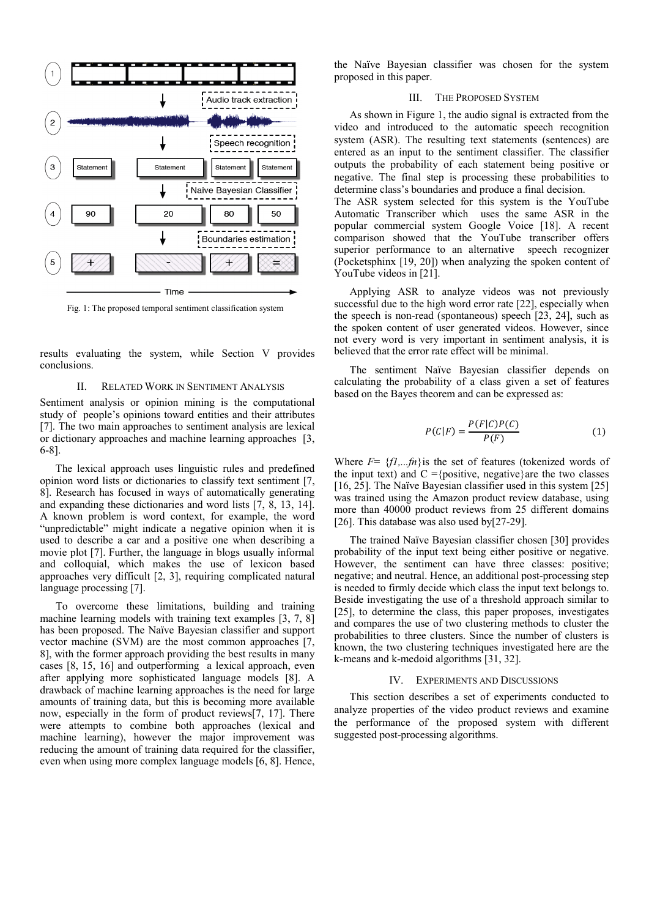Fig. 1: The proposed temporal sentiment classification system

results evaluating the system, while Section V provides conclusions.

## II. RELATED WORK IN SENTIMENT ANALYSIS

Sentiment analysis or opinion mining is the computational study of people's opinions toward entities and their attributes [7]. The two main approaches to sentiment analysis are lexical or dictionary approaches and machine learning approaches [3, 6-8].

The lexical approach uses linguistic rules and predefined opinion word lists or dictionaries to classify text sentiment [7, 8]. Research has focused in ways of automatically generating and expanding these dictionaries and word lists [7, 8, 13, 14]. A known problem is word context, for example, the word "unpredictable" might indicate a negative opinion when it is used to describe a car and a positive one when describing a movie plot [7]. Further, the language in blogs usually informal and colloquial, which makes the use of lexicon based approaches very difficult [2, 3], requiring complicated natural language processing [7].

To overcome these limitations, building and training machine learning models with training text examples [3, 7, 8] has been proposed. The Naïve Bayesian classifier and support vector machine (SVM) are the most common approaches [7, 8], with the former approach providing the best results in many cases [8, 15, 16] and outperforming a lexical approach, even after applying more sophisticated language models [8]. A drawback of machine learning approaches is the need for large amounts of training data, but this is becoming more available now, especially in the form of product reviews[7, 17]. There were attempts to combine both approaches (lexical and machine learning), however the major improvement was reducing the amount of training data required for the classifier, even when using more complex language models [6, 8]. Hence, the Naïve Bayesian classifier was chosen for the system proposed in this paper.

## III. THE PROPOSED SYSTEM

As shown in Figure 1, the audio signal is extracted from the video and introduced to the automatic speech recognition system (ASR). The resulting text statements (sentences) are entered as an input to the sentiment classifier. The classifier outputs the probability of each statement being positive or negative. The final step is processing these probabilities to determine class's boundaries and produce a final decision.
The ASR system selected for this system is the YouTube Automatic Transcriber which uses the same ASR in the popular commercial system Google Voice [18]. A recent comparison showed that the YouTube transcriber offers superior performance to an alternative speech recognizer (Pocketsphinx [19, 20]) when analyzing the spoken content of YouTube videos in [21].

Applying ASR to analyze videos was not previously successful due to the high word error rate [22], especially when the speech is non-read (spontaneous) speech [23, 24], such as the spoken content of user generated videos. However, since not every word is very important in sentiment analysis, it is believed that the error rate effect will be minimal.

The sentiment Naïve Bayesian classifier depends on calculating the probability of a class given a set of features based on the Bayes theorem and can be expressed as:

$$P(C|F) = \frac{P(F|C)P(C)}{P(F)} \quad (1)$$

Where $F = \{f1,...fn\}$ is the set of features (tokenized words of the input text) and C ={positive, negative}are the two classes [16, 25]. The Naïve Bayesian classifier used in this system [25] was trained using the Amazon product review database, using more than 40000 product reviews from 25 different domains [26]. This database was also used by[27-29].

The trained Naïve Bayesian classifier chosen [30] provides probability of the input text being either positive or negative. However, the sentiment can have three classes: positive; negative; and neutral. Hence, an additional post-processing step is needed to firmly decide which class the input text belongs to. Beside investigating the use of a threshold approach similar to [25], to determine the class, this paper proposes, investigates and compares the use of two clustering methods to cluster the probabilities to three clusters. Since the number of clusters is known, the two clustering techniques investigated here are the k-means and k-medoid algorithms [31, 32].

## IV. EXPERIMENTS AND DISCUSSIONS

This section describes a set of experiments conducted to analyze properties of the video product reviews and examine the performance of the proposed system with different suggested post-processing algorithms.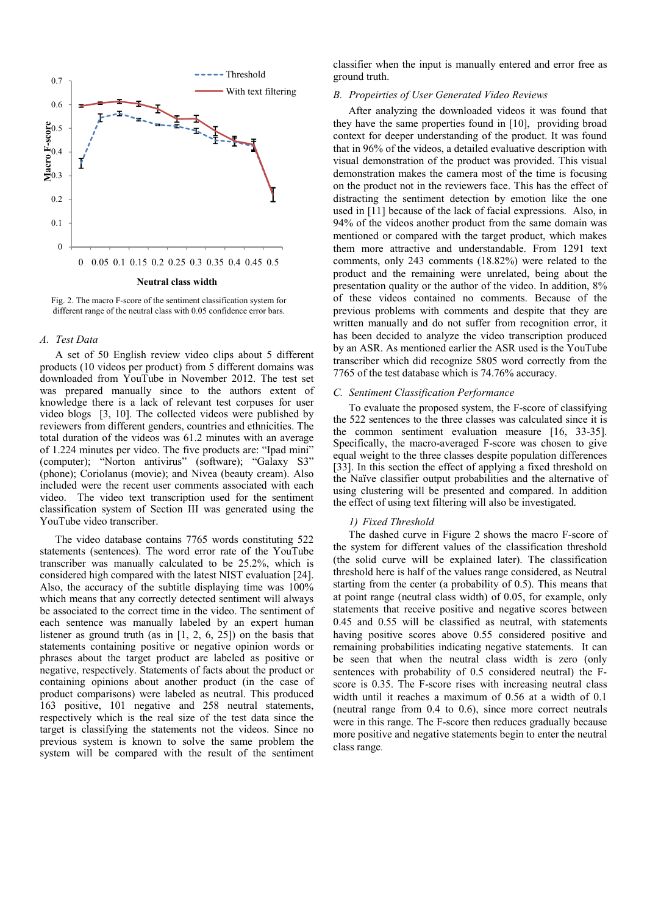Fig. 2. The macro F-score of the sentiment classification system for different range of the neutral class with 0.05 confidence error bars.

### A. Test Data

A set of 50 English review video clips about 5 different products (10 videos per product) from 5 different domains was downloaded from YouTube in November 2012. The test set was prepared manually since to the authors extent of knowledge there is a lack of relevant test corpuses for user video blogs [3, 10]. The collected videos were published by reviewers from different genders, countries and ethnicities. The total duration of the videos was 61.2 minutes with an average of 1.224 minutes per video. The five products are: "Ipad mini" (computer); "Norton antivirus" (software); "Galaxy S3" (phone); Coriolanus (movie); and Nivea (beauty cream). Also included were the recent user comments associated with each video. The video text transcription used for the sentiment classification system of Section III was generated using the YouTube video transcriber.

The video database contains 7765 words constituting 522 statements (sentences). The word error rate of the YouTube transcriber was manually calculated to be 25.2%, which is considered high compared with the latest NIST evaluation [24]. Also, the accuracy of the subtitle displaying time was 100% which means that any correctly detected sentiment will always be associated to the correct time in the video. The sentiment of each sentence was manually labeled by an expert human listener as ground truth (as in [1, 2, 6, 25]) on the basis that statements containing positive or negative opinion words or phrases about the target product are labeled as positive or negative, respectively. Statements of facts about the product or containing opinions about another product (in the case of product comparisons) were labeled as neutral. This produced 163 positive, 101 negative and 258 neutral statements, respectively which is the real size of the test data since the target is classifying the statements not the videos. Since no previous system is known to solve the same problem the system will be compared with the result of the sentiment classifier when the input is manually entered and error free as ground truth.

### B. Propeirties of User Generated Video Reviews

After analyzing the downloaded videos it was found that they have the same properties found in [10], providing broad context for deeper understanding of the product. It was found that in 96% of the videos, a detailed evaluative description with visual demonstration of the product was provided. This visual demonstration makes the camera most of the time is focusing on the product not in the reviewers face. This has the effect of distracting the sentiment detection by emotion like the one used in [11] because of the lack of facial expressions. Also, in 94% of the videos another product from the same domain was mentioned or compared with the target product, which makes them more attractive and understandable. From 1291 text comments, only 243 comments (18.82%) were related to the product and the remaining were unrelated, being about the presentation quality or the author of the video. In addition, 8% of these videos contained no comments. Because of the previous problems with comments and despite that they are written manually and do not suffer from recognition error, it has been decided to analyze the video transcription produced by an ASR. As mentioned earlier the ASR used is the YouTube transcriber which did recognize 5805 word correctly from the 7765 of the test database which is 74.76% accuracy.

### C. Sentiment Classification Performance

To evaluate the proposed system, the F-score of classifying the 522 sentences to the three classes was calculated since it is the common sentiment evaluation measure [16, 33-35]. Specifically, the macro-averaged F-score was chosen to give equal weight to the three classes despite population differences [33]. In this section the effect of applying a fixed threshold on the Naïve classifier output probabilities and the alternative of using clustering will be presented and compared. In addition the effect of using text filtering will also be investigated.

#### 1) Fixed Threshold

The dashed curve in Figure 2 shows the macro F-score of the system for different values of the classification threshold (the solid curve will be explained later). The classification threshold here is half of the values range considered, as Neutral starting from the center (a probability of 0.5). This means that at point range (neutral class width) of 0.05, for example, only statements that receive positive and negative scores between 0.45 and 0.55 will be classified as neutral, with statements having positive scores above 0.55 considered positive and remaining probabilities indicating negative statements. It can be seen that when the neutral class width is zero (only sentences with probability of 0.5 considered neutral) the F-score is 0.35. The F-score rises with increasing neutral class width until it reaches a maximum of 0.56 at a width of 0.1 (neutral range from 0.4 to 0.6), since more correct neutrals were in this range. The F-score then reduces gradually because more positive and negative statements begin to enter the neutral class range.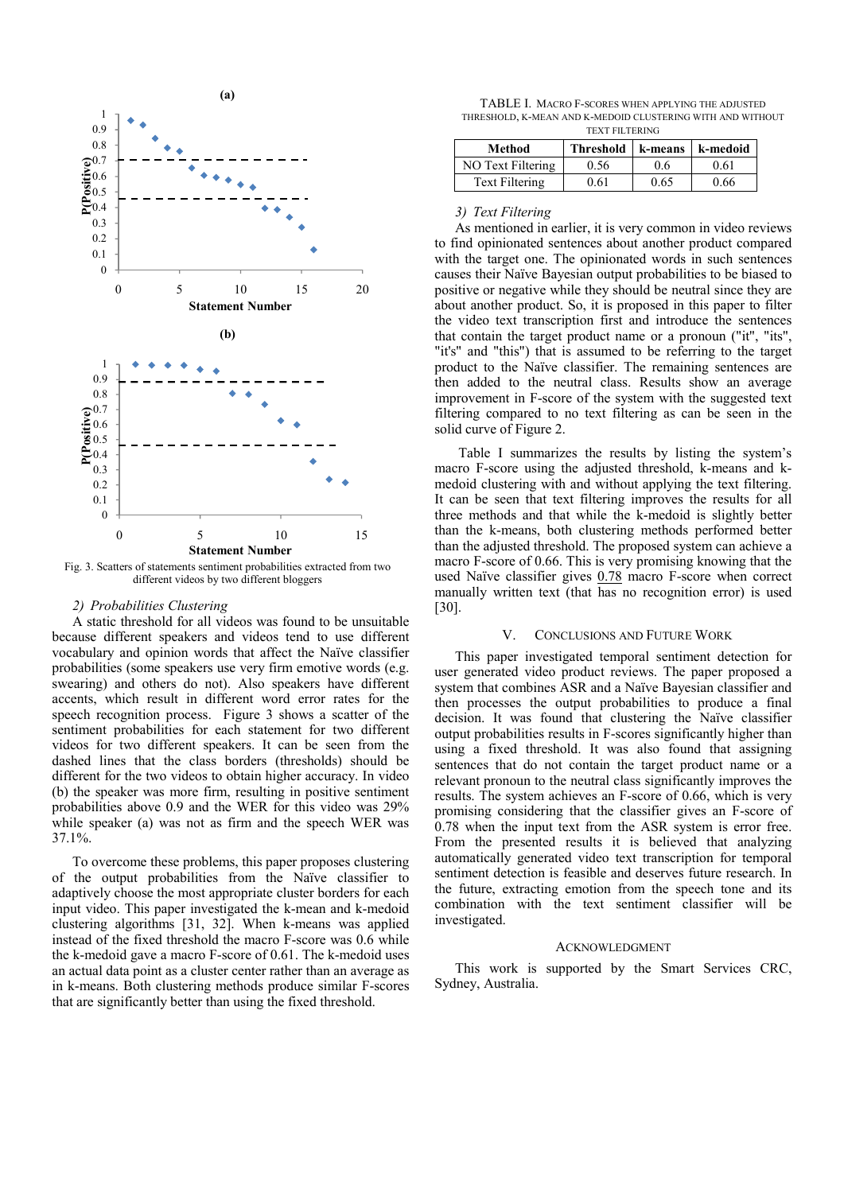Fig. 3. Scatters of statements sentiment probabilities extracted from two different videos by two different bloggers

*2) Probabilities Clustering*

A static threshold for all videos was found to be unsuitable because different speakers and videos tend to use different vocabulary and opinion words that affect the Naïve classifier probabilities (some speakers use very firm emotive words (e.g. swearing) and others do not). Also speakers have different accents, which result in different word error rates for the speech recognition process. Figure 3 shows a scatter of the sentiment probabilities for each statement for two different videos for two different speakers. It can be seen from the dashed lines that the class borders (thresholds) should be different for the two videos to obtain higher accuracy. In video (b) the speaker was more firm, resulting in positive sentiment probabilities above 0.9 and the WER for this video was 29% while speaker (a) was not as firm and the speech WER was 37.1%.

To overcome these problems, this paper proposes clustering of the output probabilities from the Naïve classifier to adaptively choose the most appropriate cluster borders for each input video. This paper investigated the k-mean and k-medoid clustering algorithms [31, 32]. When k-means was applied instead of the fixed threshold the macro F-score was 0.6 while the k-medoid gave a macro F-score of 0.61. The k-medoid uses an actual data point as a cluster center rather than an average as in k-means. Both clustering methods produce similar F-scores that are significantly better than using the fixed threshold.

TABLE I. Macro F-scores when applying the adjusted threshold, k-mean and k-medoid clustering with and without text filtering

| Method | Threshold | k-means | k-medoid |
|---|---|---|---|
| NO Text Filtering | 0.56 | 0.6 | 0.61 |
| Text Filtering | 0.61 | 0.65 | 0.66 |

*3) Text Filtering*

As mentioned in earlier, it is very common in video reviews to find opinionated sentences about another product compared with the target one. The opinionated words in such sentences causes their Naïve Bayesian output probabilities to be biased to positive or negative while they should be neutral since they are about another product. So, it is proposed in this paper to filter the video text transcription first and introduce the sentences that contain the target product name or a pronoun ("it", "its", "it's" and "this") that is assumed to be referring to the target product to the Naïve classifier. The remaining sentences are then added to the neutral class. Results show an average improvement in F-score of the system with the suggested text filtering compared to no text filtering as can be seen in the solid curve of Figure 2.

Table I summarizes the results by listing the system's macro F-score using the adjusted threshold, k-means and k-medoid clustering with and without applying the text filtering. It can be seen that text filtering improves the results for all three methods and that while the k-medoid is slightly better than the k-means, both clustering methods performed better than the adjusted threshold. The proposed system can achieve a macro F-score of 0.66. This is very promising knowing that the used Naïve classifier gives 0.78 macro F-score when correct manually written text (that has no recognition error) is used [30].

## V. Conclusions and Future Work

This paper investigated temporal sentiment detection for user generated video product reviews. The paper proposed a system that combines ASR and a Naïve Bayesian classifier and then processes the output probabilities to produce a final decision. It was found that clustering the Naïve classifier output probabilities results in F-scores significantly higher than using a fixed threshold. It was also found that assigning sentences that do not contain the target product name or a relevant pronoun to the neutral class significantly improves the results. The system achieves an F-score of 0.66, which is very promising considering that the classifier gives an F-score of 0.78 when the input text from the ASR system is error free. From the presented results it is believed that analyzing automatically generated video text transcription for temporal sentiment detection is feasible and deserves future research. In the future, extracting emotion from the speech tone and its combination with the text sentiment classifier will be investigated.

## Acknowledgment

This work is supported by the Smart Services CRC, Sydney, Australia.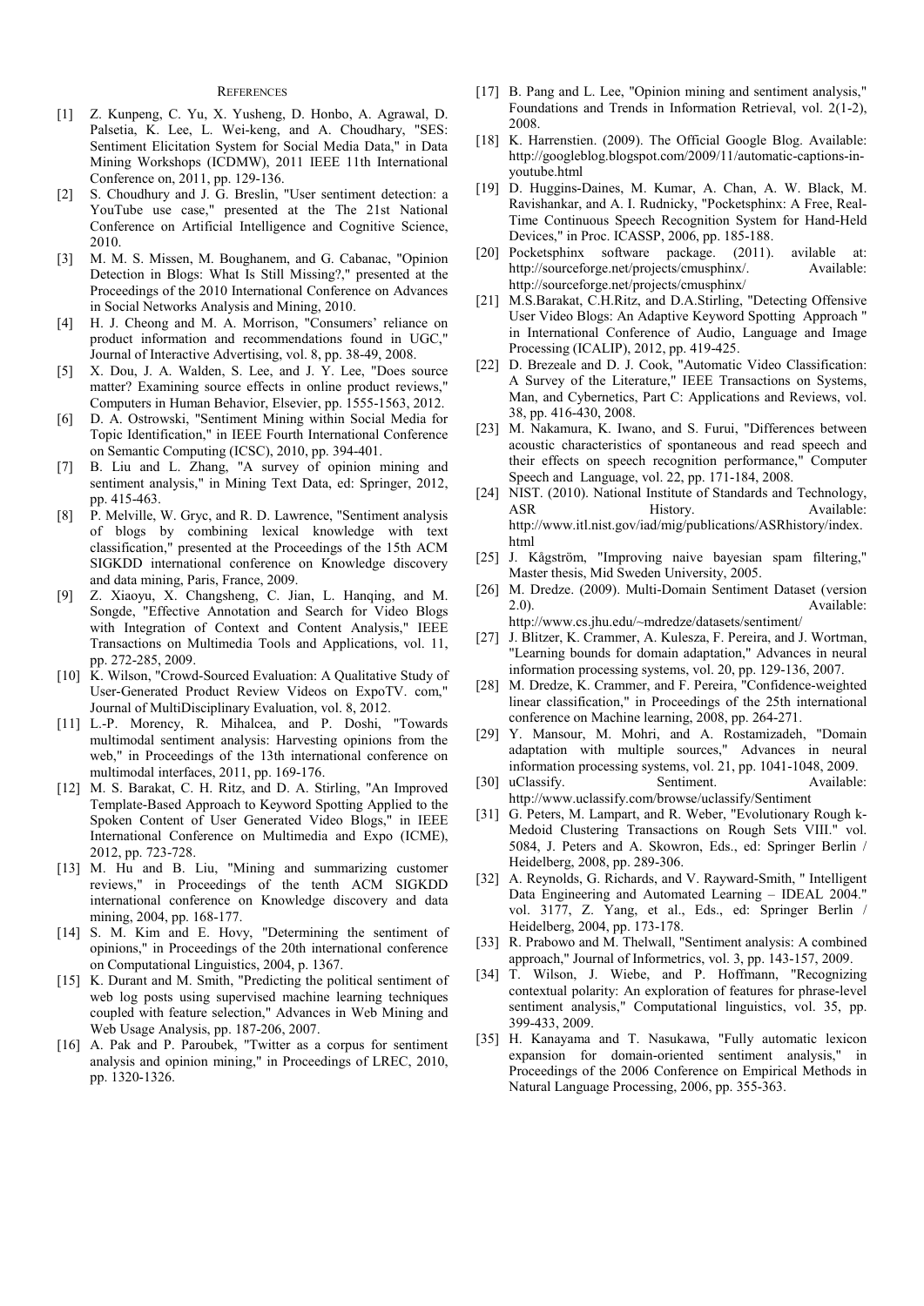## REFERENCES

[1] Z. Kunpeng, C. Yu, X. Yusheng, D. Honbo, A. Agrawal, D. Palsetia, K. Lee, L. Wei-keng, and A. Choudhary, "SES: Sentiment Elicitation System for Social Media Data," in Data Mining Workshops (ICDMW), 2011 IEEE 11th International Conference on, 2011, pp. 129-136.

[2] S. Choudhury and J. G. Breslin, "User sentiment detection: a YouTube use case," presented at the The 21st National Conference on Artificial Intelligence and Cognitive Science, 2010.

[3] M. M. S. Missen, M. Boughanem, and G. Cabanac, "Opinion Detection in Blogs: What Is Still Missing?," presented at the Proceedings of the 2010 International Conference on Advances in Social Networks Analysis and Mining, 2010.

[4] H. J. Cheong and M. A. Morrison, "Consumers' reliance on product information and recommendations found in UGC," Journal of Interactive Advertising, vol. 8, pp. 38-49, 2008.

[5] X. Dou, J. A. Walden, S. Lee, and J. Y. Lee, "Does source matter? Examining source effects in online product reviews," Computers in Human Behavior, Elsevier, pp. 1555-1563, 2012.

[6] D. A. Ostrowski, "Sentiment Mining within Social Media for Topic Identification," in IEEE Fourth International Conference on Semantic Computing (ICSC), 2010, pp. 394-401.

[7] B. Liu and L. Zhang, "A survey of opinion mining and sentiment analysis," in Mining Text Data, ed: Springer, 2012, pp. 415-463.

[8] P. Melville, W. Gryc, and R. D. Lawrence, "Sentiment analysis of blogs by combining lexical knowledge with text classification," presented at the Proceedings of the 15th ACM SIGKDD international conference on Knowledge discovery and data mining, Paris, France, 2009.

[9] Z. Xiaoyu, X. Changsheng, C. Jian, L. Hanqing, and M. Songde, "Effective Annotation and Search for Video Blogs with Integration of Context and Content Analysis," IEEE Transactions on Multimedia Tools and Applications, vol. 11, pp. 272-285, 2009.

[10] K. Wilson, "Crowd-Sourced Evaluation: A Qualitative Study of User-Generated Product Review Videos on ExpoTV. com," Journal of MultiDisciplinary Evaluation, vol. 8, 2012.

[11] L.-P. Morency, R. Mihalcea, and P. Doshi, "Towards multimodal sentiment analysis: Harvesting opinions from the web," in Proceedings of the 13th international conference on multimodal interfaces, 2011, pp. 169-176.

[12] M. S. Barakat, C. H. Ritz, and D. A. Stirling, "An Improved Template-Based Approach to Keyword Spotting Applied to the Spoken Content of User Generated Video Blogs," in IEEE International Conference on Multimedia and Expo (ICME), 2012, pp. 723-728.

[13] M. Hu and B. Liu, "Mining and summarizing customer reviews," in Proceedings of the tenth ACM SIGKDD international conference on Knowledge discovery and data mining, 2004, pp. 168-177.

[14] S. M. Kim and E. Hovy, "Determining the sentiment of opinions," in Proceedings of the 20th international conference on Computational Linguistics, 2004, p. 1367.

[15] K. Durant and M. Smith, "Predicting the political sentiment of web log posts using supervised machine learning techniques coupled with feature selection," Advances in Web Mining and Web Usage Analysis, pp. 187-206, 2007.

[16] A. Pak and P. Paroubek, "Twitter as a corpus for sentiment analysis and opinion mining," in Proceedings of LREC, 2010, pp. 1320-1326.

[17] B. Pang and L. Lee, "Opinion mining and sentiment analysis," Foundations and Trends in Information Retrieval, vol. 2(1-2), 2008.

[18] K. Harrenstien. (2009). The Official Google Blog. Available: http://googleblog.blogspot.com/2009/11/automatic-captions-in-youtube.html

[19] D. Huggins-Daines, M. Kumar, A. Chan, A. W. Black, M. Ravishankar, and A. I. Rudnicky, "Pocketsphinx: A Free, Real-Time Continuous Speech Recognition System for Hand-Held Devices," in Proc. ICASSP, 2006, pp. 185-188.

[20] Pocketsphinx software package. (2011). avilable at: http://sourceforge.net/projects/cmusphinx/. Available: http://sourceforge.net/projects/cmusphinx/

[21] M.S.Barakat, C.H.Ritz, and D.A.Stirling, "Detecting Offensive User Video Blogs: An Adaptive Keyword Spotting Approach " in International Conference of Audio, Language and Image Processing (ICALIP), 2012, pp. 419-425.

[22] D. Brezeale and D. J. Cook, "Automatic Video Classification: A Survey of the Literature," IEEE Transactions on Systems, Man, and Cybernetics, Part C: Applications and Reviews, vol. 38, pp. 416-430, 2008.

[23] M. Nakamura, K. Iwano, and S. Furui, "Differences between acoustic characteristics of spontaneous and read speech and their effects on speech recognition performance," Computer Speech and Language, vol. 22, pp. 171-184, 2008.

[24] NIST. (2010). National Institute of Standards and Technology, ASR History. Available: http://www.itl.nist.gov/iad/mig/publications/ASRhistory/index.html

[25] J. Kågström, "Improving naive bayesian spam filtering," Master thesis, Mid Sweden University, 2005.

[26] M. Dredze. (2009). Multi-Domain Sentiment Dataset (version 2.0). Available: http://www.cs.jhu.edu/~mdredze/datasets/sentiment/

[27] J. Blitzer, K. Crammer, A. Kulesza, F. Pereira, and J. Wortman, "Learning bounds for domain adaptation," Advances in neural information processing systems, vol. 20, pp. 129-136, 2007.

[28] M. Dredze, K. Crammer, and F. Pereira, "Confidence-weighted linear classification," in Proceedings of the 25th international conference on Machine learning, 2008, pp. 264-271.

[29] Y. Mansour, M. Mohri, and A. Rostamizadeh, "Domain adaptation with multiple sources," Advances in neural information processing systems, vol. 21, pp. 1041-1048, 2009.

[30] uClassify. Sentiment. Available: http://www.uclassify.com/browse/uclassify/Sentiment

[31] G. Peters, M. Lampart, and R. Weber, "Evolutionary Rough k-Medoid Clustering Transactions on Rough Sets VIII." vol. 5084, J. Peters and A. Skowron, Eds., ed: Springer Berlin / Heidelberg, 2008, pp. 289-306.

[32] A. Reynolds, G. Richards, and V. Rayward-Smith, " Intelligent Data Engineering and Automated Learning – IDEAL 2004." vol. 3177, Z. Yang, et al., Eds., ed: Springer Berlin / Heidelberg, 2004, pp. 173-178.

[33] R. Prabowo and M. Thelwall, "Sentiment analysis: A combined approach," Journal of Informetrics, vol. 3, pp. 143-157, 2009.

[34] T. Wilson, J. Wiebe, and P. Hoffmann, "Recognizing contextual polarity: An exploration of features for phrase-level sentiment analysis," Computational linguistics, vol. 35, pp. 399-433, 2009.

[35] H. Kanayama and T. Nasukawa, "Fully automatic lexicon expansion for domain-oriented sentiment analysis," in Proceedings of the 2006 Conference on Empirical Methods in Natural Language Processing, 2006, pp. 355-363.